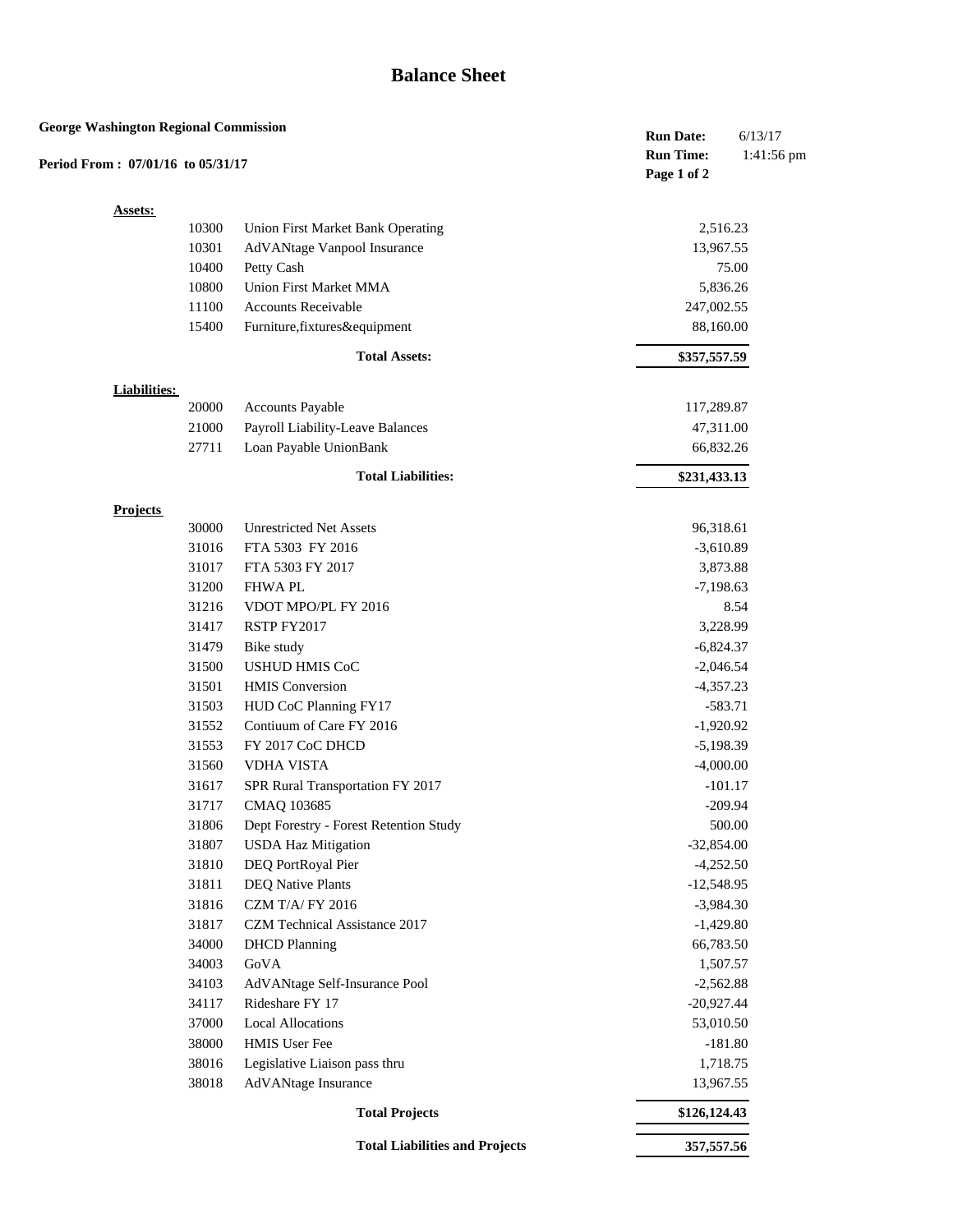# Balance Sheet

**George Washington Regional Commission**

**Period From : 07/01/16 to 05/31/17**

**Run Date:** 6/13/17
**Run Time:** 1:41:56 pm

**Assets:**

| Account | Description | Amount |
|---|---|---|
| 10300 | Union First Market Bank Operating | 2,516.23 |
| 10301 | AdVANtage Vanpool Insurance | 13,967.55 |
| 10400 | Petty Cash | 75.00 |
| 10800 | Union First Market MMA | 5,836.26 |
| 11100 | Accounts Receivable | 247,002.55 |
| 15400 | Furniture,fixtures&equipment | 88,160.00 |
| | **Total Assets:** | **$357,557.59** |

**Liabilities:**

| Account | Description | Amount |
|---|---|---|
| 20000 | Accounts Payable | 117,289.87 |
| 21000 | Payroll Liability-Leave Balances | 47,311.00 |
| 27711 | Loan Payable UnionBank | 66,832.26 |
| | **Total Liabilities:** | **$231,433.13** |

**Projects**

| Account | Description | Amount |
|---|---|---|
| 30000 | Unrestricted Net Assets | 96,318.61 |
| 31016 | FTA 5303 FY 2016 | -3,610.89 |
| 31017 | FTA 5303 FY 2017 | 3,873.88 |
| 31200 | FHWA PL | -7,198.63 |
| 31216 | VDOT MPO/PL FY 2016 | 8.54 |
| 31417 | RSTP FY2017 | 3,228.99 |
| 31479 | Bike study | -6,824.37 |
| 31500 | USHUD HMIS CoC | -2,046.54 |
| 31501 | HMIS Conversion | -4,357.23 |
| 31503 | HUD CoC Planning FY17 | -583.71 |
| 31552 | Contiuum of Care FY 2016 | -1,920.92 |
| 31553 | FY 2017 CoC DHCD | -5,198.39 |
| 31560 | VDHA VISTA | -4,000.00 |
| 31617 | SPR Rural Transportation FY 2017 | -101.17 |
| 31717 | CMAQ 103685 | -209.94 |
| 31806 | Dept Forestry - Forest Retention Study | 500.00 |
| 31807 | USDA Haz Mitigation | -32,854.00 |
| 31810 | DEQ PortRoyal Pier | -4,252.50 |
| 31811 | DEQ Native Plants | -12,548.95 |
| 31816 | CZM T/A/ FY 2016 | -3,984.30 |
| 31817 | CZM Technical Assistance 2017 | -1,429.80 |
| 34000 | DHCD Planning | 66,783.50 |
| 34003 | GoVA | 1,507.57 |
| 34103 | AdVANtage Self-Insurance Pool | -2,562.88 |
| 34117 | Rideshare FY 17 | -20,927.44 |
| 37000 | Local Allocations | 53,010.50 |
| 38000 | HMIS User Fee | -181.80 |
| 38016 | Legislative Liaison pass thru | 1,718.75 |
| 38018 | AdVANtage Insurance | 13,967.55 |
| | **Total Projects** | **$126,124.43** |
| | **Total Liabilities and Projects** | **357,557.56** |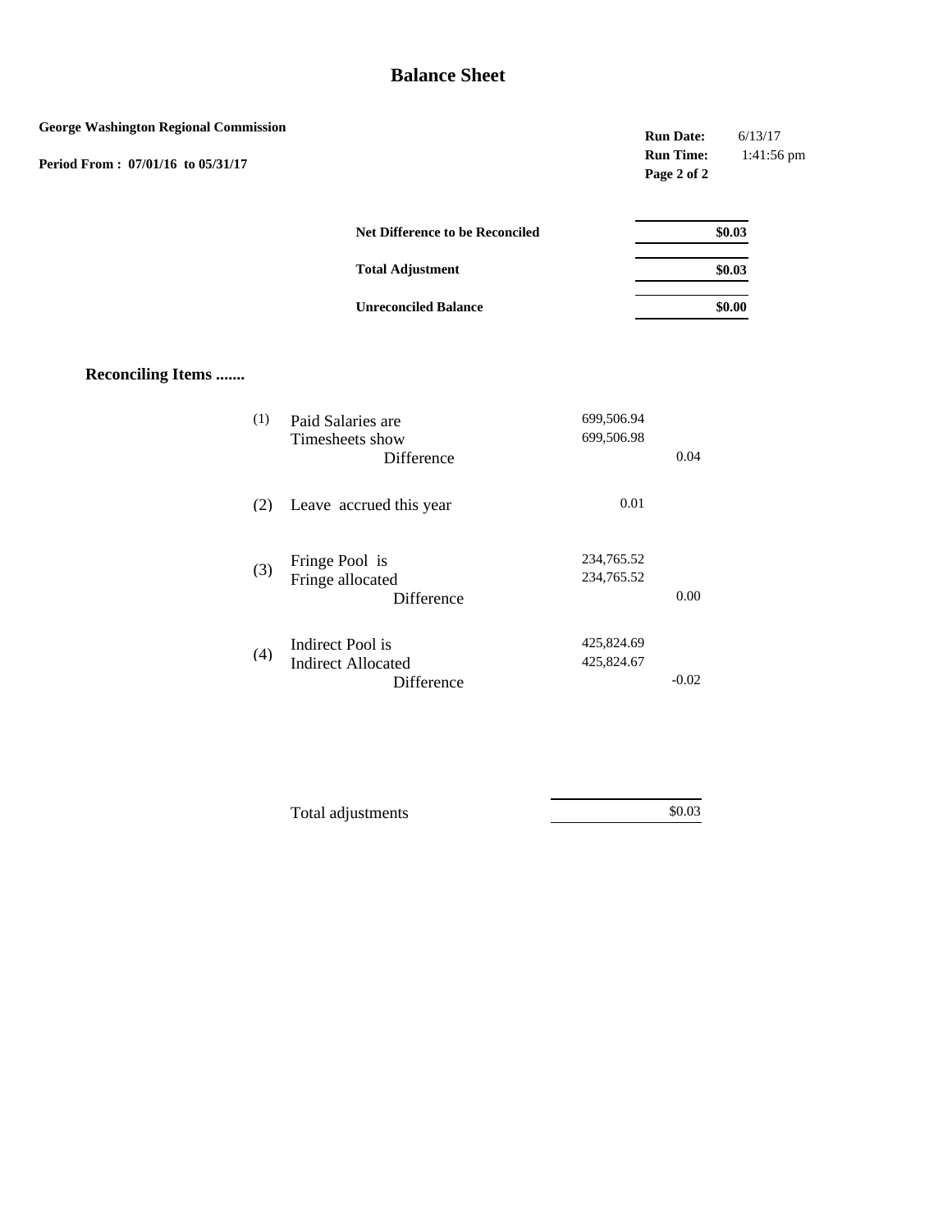# Balance Sheet

**George Washington Regional Commission**

**Period From : 07/01/16 to 05/31/17**

**Run Date:** 6/13/17
**Run Time:** 1:41:56 pm

| | |
|---|---|
| **Net Difference to be Reconciled** | **$0.03** |
| **Total Adjustment** | **$0.03** |
| **Unreconciled Balance** | **$0.00** |

## Reconciling Items .......

| | | | |
|---|---|---|---|
| (1) | Paid Salaries are | 699,506.94 | |
| | Timesheets show | 699,506.98 | |
| | Difference | | 0.04 |
| (2) | Leave accrued this year | 0.01 | |
| (3) | Fringe Pool is | 234,765.52 | |
| | Fringe allocated | 234,765.52 | |
| | Difference | | 0.00 |
| (4) | Indirect Pool is | 425,824.69 | |
| | Indirect Allocated | 425,824.67 | |
| | Difference | | -0.02 |

| | |
|---|---|
| Total adjustments | $0.03 |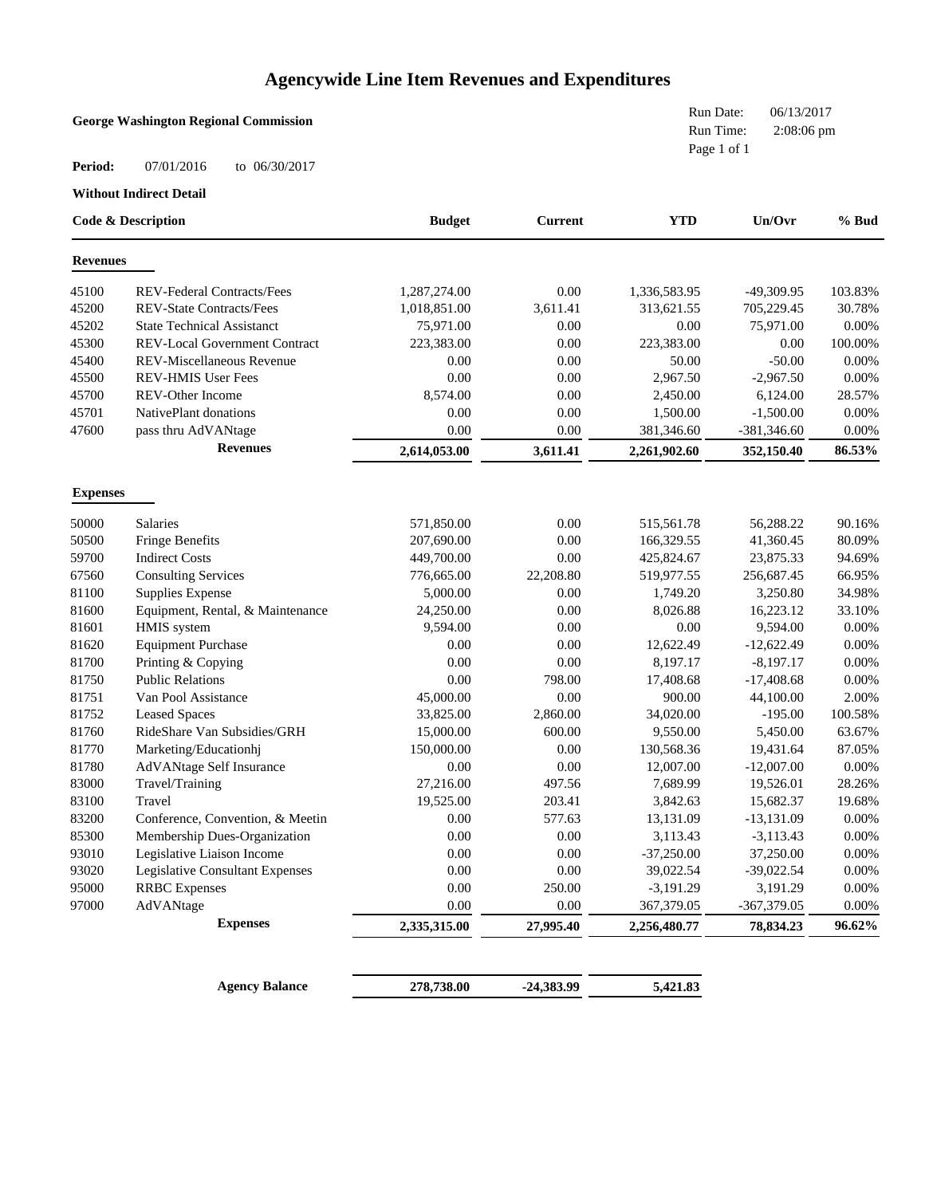# Agencywide Line Item Revenues and Expenditures

**George Washington Regional Commission**

Run Date: 06/13/2017
Run Time: 2:08:06 pm

**Period:** 07/01/2016 to 06/30/2017

**Without Indirect Detail**

| Code | Description | Budget | Current | YTD | Un/Ovr | % Bud |
|---|---|---|---|---|---|---|
| **Revenues** | | | | | | |
| 45100 | REV-Federal Contracts/Fees | 1,287,274.00 | 0.00 | 1,336,583.95 | -49,309.95 | 103.83% |
| 45200 | REV-State Contracts/Fees | 1,018,851.00 | 3,611.41 | 313,621.55 | 705,229.45 | 30.78% |
| 45202 | State Technical Assistanct | 75,971.00 | 0.00 | 0.00 | 75,971.00 | 0.00% |
| 45300 | REV-Local Government Contract | 223,383.00 | 0.00 | 223,383.00 | 0.00 | 100.00% |
| 45400 | REV-Miscellaneous Revenue | 0.00 | 0.00 | 50.00 | -50.00 | 0.00% |
| 45500 | REV-HMIS User Fees | 0.00 | 0.00 | 2,967.50 | -2,967.50 | 0.00% |
| 45700 | REV-Other Income | 8,574.00 | 0.00 | 2,450.00 | 6,124.00 | 28.57% |
| 45701 | NativePlant donations | 0.00 | 0.00 | 1,500.00 | -1,500.00 | 0.00% |
| 47600 | pass thru AdVANtage | 0.00 | 0.00 | 381,346.60 | -381,346.60 | 0.00% |
| | **Revenues** | **2,614,053.00** | **3,611.41** | **2,261,902.60** | **352,150.40** | **86.53%** |
| **Expenses** | | | | | | |
| 50000 | Salaries | 571,850.00 | 0.00 | 515,561.78 | 56,288.22 | 90.16% |
| 50500 | Fringe Benefits | 207,690.00 | 0.00 | 166,329.55 | 41,360.45 | 80.09% |
| 59700 | Indirect Costs | 449,700.00 | 0.00 | 425,824.67 | 23,875.33 | 94.69% |
| 67560 | Consulting Services | 776,665.00 | 22,208.80 | 519,977.55 | 256,687.45 | 66.95% |
| 81100 | Supplies Expense | 5,000.00 | 0.00 | 1,749.20 | 3,250.80 | 34.98% |
| 81600 | Equipment, Rental, & Maintenance | 24,250.00 | 0.00 | 8,026.88 | 16,223.12 | 33.10% |
| 81601 | HMIS system | 9,594.00 | 0.00 | 0.00 | 9,594.00 | 0.00% |
| 81620 | Equipment Purchase | 0.00 | 0.00 | 12,622.49 | -12,622.49 | 0.00% |
| 81700 | Printing & Copying | 0.00 | 0.00 | 8,197.17 | -8,197.17 | 0.00% |
| 81750 | Public Relations | 0.00 | 798.00 | 17,408.68 | -17,408.68 | 0.00% |
| 81751 | Van Pool Assistance | 45,000.00 | 0.00 | 900.00 | 44,100.00 | 2.00% |
| 81752 | Leased Spaces | 33,825.00 | 2,860.00 | 34,020.00 | -195.00 | 100.58% |
| 81760 | RideShare Van Subsidies/GRH | 15,000.00 | 600.00 | 9,550.00 | 5,450.00 | 63.67% |
| 81770 | Marketing/Educationhj | 150,000.00 | 0.00 | 130,568.36 | 19,431.64 | 87.05% |
| 81780 | AdVANtage Self Insurance | 0.00 | 0.00 | 12,007.00 | -12,007.00 | 0.00% |
| 83000 | Travel/Training | 27,216.00 | 497.56 | 7,689.99 | 19,526.01 | 28.26% |
| 83100 | Travel | 19,525.00 | 203.41 | 3,842.63 | 15,682.37 | 19.68% |
| 83200 | Conference, Convention, & Meetin | 0.00 | 577.63 | 13,131.09 | -13,131.09 | 0.00% |
| 85300 | Membership Dues-Organization | 0.00 | 0.00 | 3,113.43 | -3,113.43 | 0.00% |
| 93010 | Legislative Liaison Income | 0.00 | 0.00 | -37,250.00 | 37,250.00 | 0.00% |
| 93020 | Legislative Consultant Expenses | 0.00 | 0.00 | 39,022.54 | -39,022.54 | 0.00% |
| 95000 | RRBC Expenses | 0.00 | 250.00 | -3,191.29 | 3,191.29 | 0.00% |
| 97000 | AdVANtage | 0.00 | 0.00 | 367,379.05 | -367,379.05 | 0.00% |
| | **Expenses** | **2,335,315.00** | **27,995.40** | **2,256,480.77** | **78,834.23** | **96.62%** |
| | **Agency Balance** | **278,738.00** | **-24,383.99** | **5,421.83** | | |